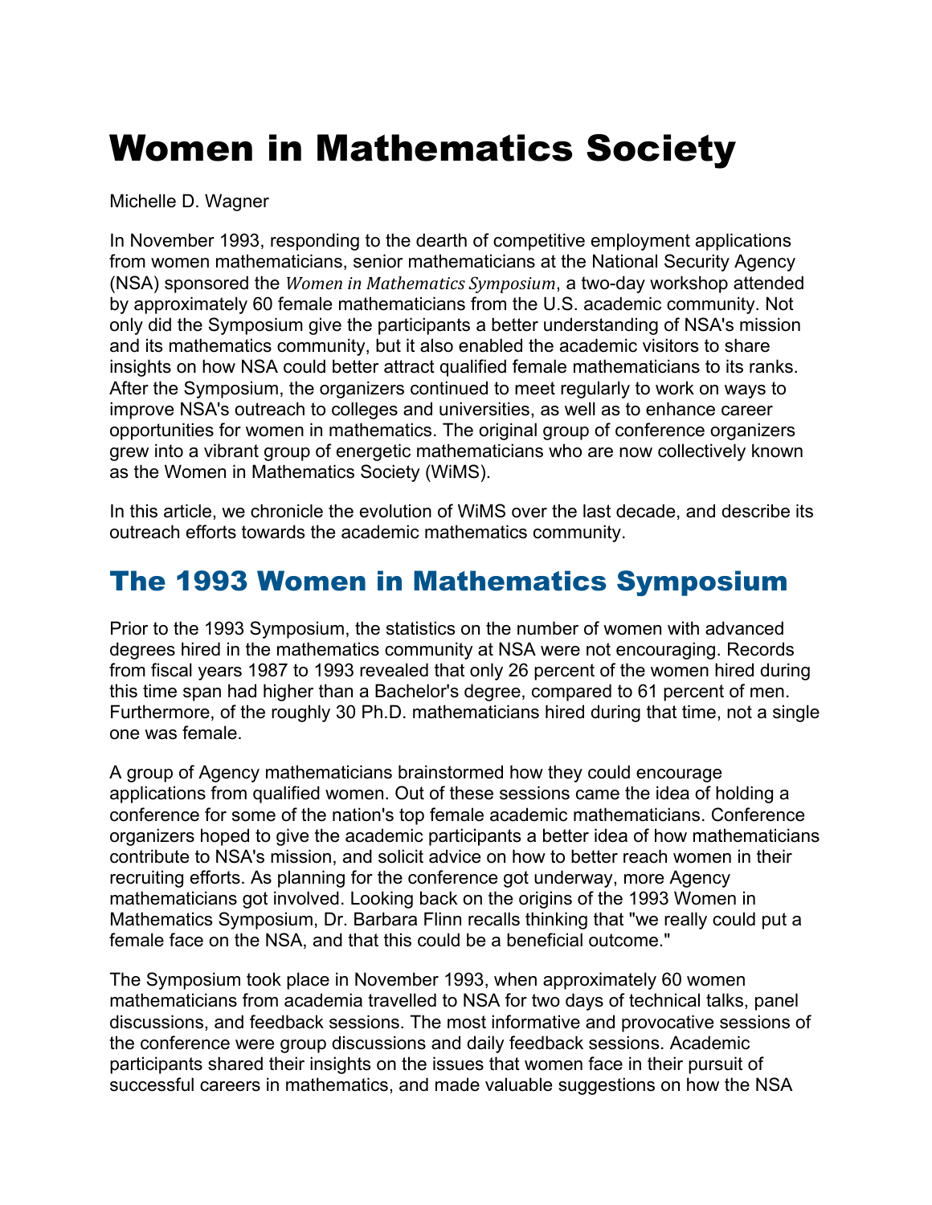# Women in Mathematics Society

Michelle D. Wagner

In November 1993, responding to the dearth of competitive employment applications from women mathematicians, senior mathematicians at the National Security Agency (NSA) sponsored the *Women in Mathematics Symposium*, a two-day workshop attended by approximately 60 female mathematicians from the U.S. academic community. Not only did the Symposium give the participants a better understanding of NSA's mission and its mathematics community, but it also enabled the academic visitors to share insights on how NSA could better attract qualified female mathematicians to its ranks. After the Symposium, the organizers continued to meet regularly to work on ways to improve NSA's outreach to colleges and universities, as well as to enhance career opportunities for women in mathematics. The original group of conference organizers grew into a vibrant group of energetic mathematicians who are now collectively known as the Women in Mathematics Society (WiMS).

In this article, we chronicle the evolution of WiMS over the last decade, and describe its outreach efforts towards the academic mathematics community.

## The 1993 Women in Mathematics Symposium

Prior to the 1993 Symposium, the statistics on the number of women with advanced degrees hired in the mathematics community at NSA were not encouraging. Records from fiscal years 1987 to 1993 revealed that only 26 percent of the women hired during this time span had higher than a Bachelor's degree, compared to 61 percent of men. Furthermore, of the roughly 30 Ph.D. mathematicians hired during that time, not a single one was female.

A group of Agency mathematicians brainstormed how they could encourage applications from qualified women. Out of these sessions came the idea of holding a conference for some of the nation's top female academic mathematicians. Conference organizers hoped to give the academic participants a better idea of how mathematicians contribute to NSA's mission, and solicit advice on how to better reach women in their recruiting efforts. As planning for the conference got underway, more Agency mathematicians got involved. Looking back on the origins of the 1993 Women in Mathematics Symposium, Dr. Barbara Flinn recalls thinking that "we really could put a female face on the NSA, and that this could be a beneficial outcome."

The Symposium took place in November 1993, when approximately 60 women mathematicians from academia travelled to NSA for two days of technical talks, panel discussions, and feedback sessions. The most informative and provocative sessions of the conference were group discussions and daily feedback sessions. Academic participants shared their insights on the issues that women face in their pursuit of successful careers in mathematics, and made valuable suggestions on how the NSA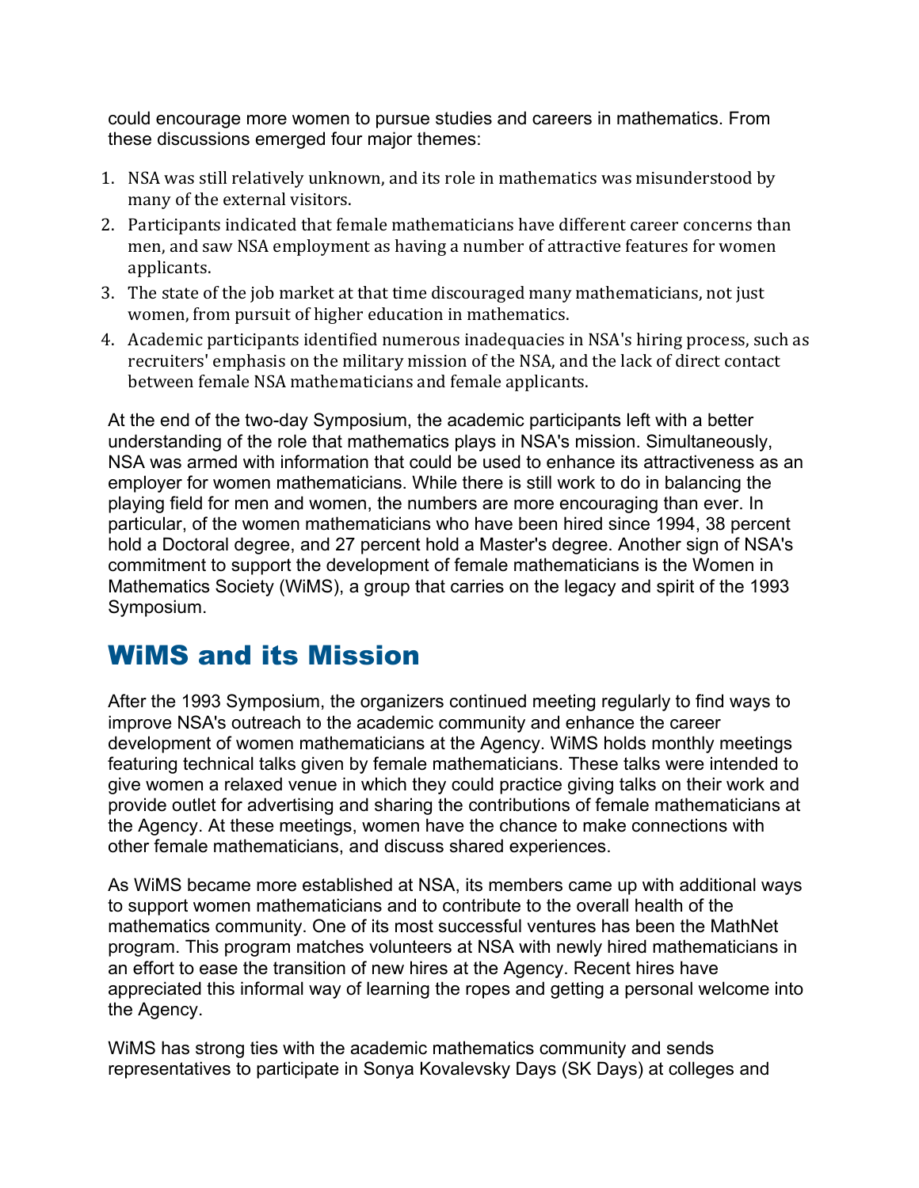could encourage more women to pursue studies and careers in mathematics. From these discussions emerged four major themes:

1. NSA was still relatively unknown, and its role in mathematics was misunderstood by many of the external visitors.
2. Participants indicated that female mathematicians have different career concerns than men, and saw NSA employment as having a number of attractive features for women applicants.
3. The state of the job market at that time discouraged many mathematicians, not just women, from pursuit of higher education in mathematics.
4. Academic participants identified numerous inadequacies in NSA's hiring process, such as recruiters' emphasis on the military mission of the NSA, and the lack of direct contact between female NSA mathematicians and female applicants.

At the end of the two-day Symposium, the academic participants left with a better understanding of the role that mathematics plays in NSA's mission. Simultaneously, NSA was armed with information that could be used to enhance its attractiveness as an employer for women mathematicians. While there is still work to do in balancing the playing field for men and women, the numbers are more encouraging than ever. In particular, of the women mathematicians who have been hired since 1994, 38 percent hold a Doctoral degree, and 27 percent hold a Master's degree. Another sign of NSA's commitment to support the development of female mathematicians is the Women in Mathematics Society (WiMS), a group that carries on the legacy and spirit of the 1993 Symposium.

## WiMS and its Mission

After the 1993 Symposium, the organizers continued meeting regularly to find ways to improve NSA's outreach to the academic community and enhance the career development of women mathematicians at the Agency. WiMS holds monthly meetings featuring technical talks given by female mathematicians. These talks were intended to give women a relaxed venue in which they could practice giving talks on their work and provide outlet for advertising and sharing the contributions of female mathematicians at the Agency. At these meetings, women have the chance to make connections with other female mathematicians, and discuss shared experiences.

As WiMS became more established at NSA, its members came up with additional ways to support women mathematicians and to contribute to the overall health of the mathematics community. One of its most successful ventures has been the MathNet program. This program matches volunteers at NSA with newly hired mathematicians in an effort to ease the transition of new hires at the Agency. Recent hires have appreciated this informal way of learning the ropes and getting a personal welcome into the Agency.

WiMS has strong ties with the academic mathematics community and sends representatives to participate in Sonya Kovalevsky Days (SK Days) at colleges and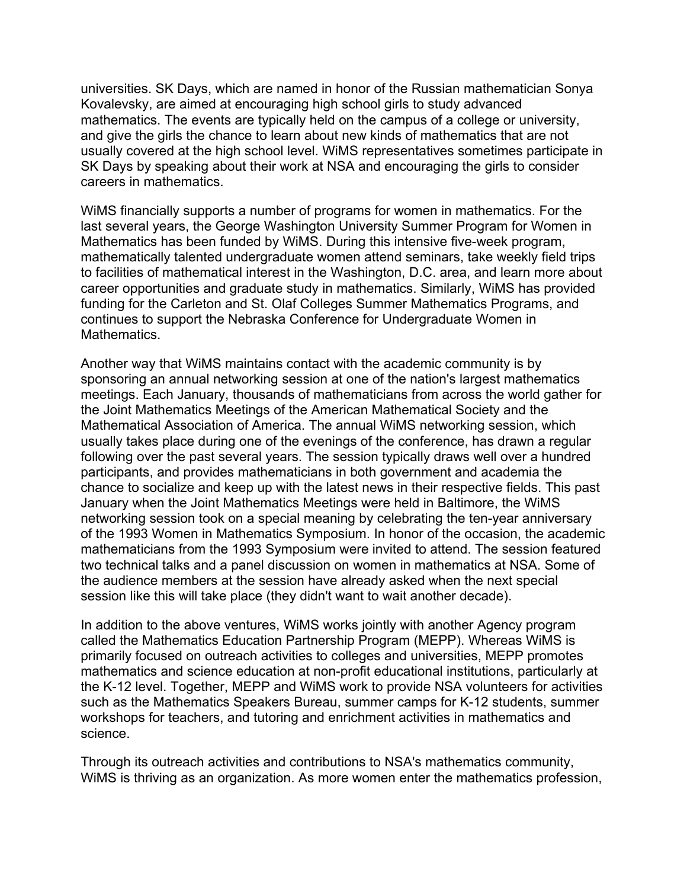universities. SK Days, which are named in honor of the Russian mathematician Sonya Kovalevsky, are aimed at encouraging high school girls to study advanced mathematics. The events are typically held on the campus of a college or university, and give the girls the chance to learn about new kinds of mathematics that are not usually covered at the high school level. WiMS representatives sometimes participate in SK Days by speaking about their work at NSA and encouraging the girls to consider careers in mathematics.

WiMS financially supports a number of programs for women in mathematics. For the last several years, the George Washington University Summer Program for Women in Mathematics has been funded by WiMS. During this intensive five-week program, mathematically talented undergraduate women attend seminars, take weekly field trips to facilities of mathematical interest in the Washington, D.C. area, and learn more about career opportunities and graduate study in mathematics. Similarly, WiMS has provided funding for the Carleton and St. Olaf Colleges Summer Mathematics Programs, and continues to support the Nebraska Conference for Undergraduate Women in Mathematics.

Another way that WiMS maintains contact with the academic community is by sponsoring an annual networking session at one of the nation's largest mathematics meetings. Each January, thousands of mathematicians from across the world gather for the Joint Mathematics Meetings of the American Mathematical Society and the Mathematical Association of America. The annual WiMS networking session, which usually takes place during one of the evenings of the conference, has drawn a regular following over the past several years. The session typically draws well over a hundred participants, and provides mathematicians in both government and academia the chance to socialize and keep up with the latest news in their respective fields. This past January when the Joint Mathematics Meetings were held in Baltimore, the WiMS networking session took on a special meaning by celebrating the ten-year anniversary of the 1993 Women in Mathematics Symposium. In honor of the occasion, the academic mathematicians from the 1993 Symposium were invited to attend. The session featured two technical talks and a panel discussion on women in mathematics at NSA. Some of the audience members at the session have already asked when the next special session like this will take place (they didn't want to wait another decade).

In addition to the above ventures, WiMS works jointly with another Agency program called the Mathematics Education Partnership Program (MEPP). Whereas WiMS is primarily focused on outreach activities to colleges and universities, MEPP promotes mathematics and science education at non-profit educational institutions, particularly at the K-12 level. Together, MEPP and WiMS work to provide NSA volunteers for activities such as the Mathematics Speakers Bureau, summer camps for K-12 students, summer workshops for teachers, and tutoring and enrichment activities in mathematics and science.

Through its outreach activities and contributions to NSA's mathematics community, WiMS is thriving as an organization. As more women enter the mathematics profession,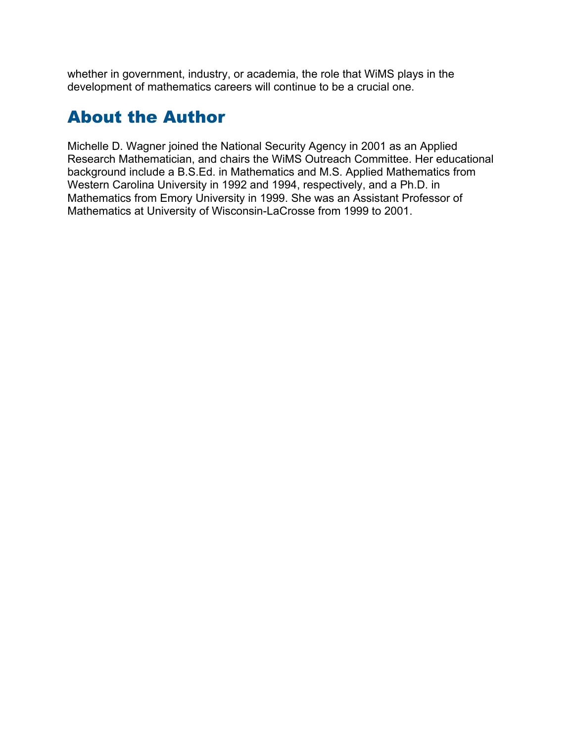whether in government, industry, or academia, the role that WiMS plays in the development of mathematics careers will continue to be a crucial one.

## About the Author

Michelle D. Wagner joined the National Security Agency in 2001 as an Applied Research Mathematician, and chairs the WiMS Outreach Committee. Her educational background include a B.S.Ed. in Mathematics and M.S. Applied Mathematics from Western Carolina University in 1992 and 1994, respectively, and a Ph.D. in Mathematics from Emory University in 1999. She was an Assistant Professor of Mathematics at University of Wisconsin-LaCrosse from 1999 to 2001.